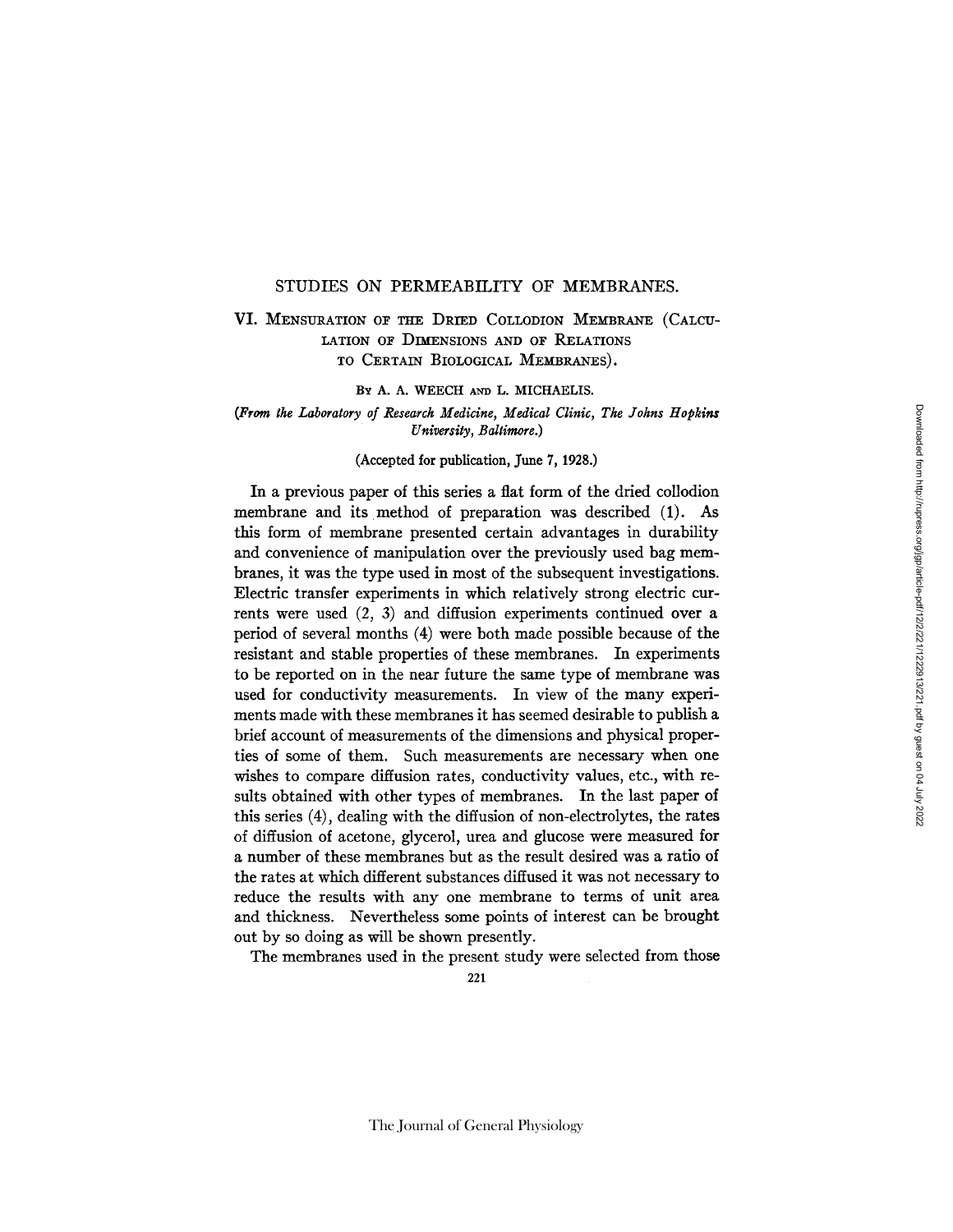# STUDIES ON PERMEABILITY OF MEMBRANES.

## VI. Mensuration of the Dried Collodion Membrane (Calculation of Dimensions and of Relations to Certain Biological Membranes).

By A. A. WEECH and L. MICHAELIS.

*(From the Laboratory of Research Medicine, Medical Clinic, The Johns Hopkins University, Baltimore.)*

(Accepted for publication, June 7, 1928.)

In a previous paper of this series a flat form of the dried collodion membrane and its method of preparation was described (1). As this form of membrane presented certain advantages in durability and convenience of manipulation over the previously used bag membranes, it was the type used in most of the subsequent investigations. Electric transfer experiments in which relatively strong electric currents were used (2, 3) and diffusion experiments continued over a period of several months (4) were both made possible because of the resistant and stable properties of these membranes. In experiments to be reported on in the near future the same type of membrane was used for conductivity measurements. In view of the many experiments made with these membranes it has seemed desirable to publish a brief account of measurements of the dimensions and physical properties of some of them. Such measurements are necessary when one wishes to compare diffusion rates, conductivity values, etc., with results obtained with other types of membranes. In the last paper of this series (4), dealing with the diffusion of non-electrolytes, the rates of diffusion of acetone, glycerol, urea and glucose were measured for a number of these membranes but as the result desired was a ratio of the rates at which different substances diffused it was not necessary to reduce the results with any one membrane to terms of unit area and thickness. Nevertheless some points of interest can be brought out by so doing as will be shown presently.

The membranes used in the present study were selected from those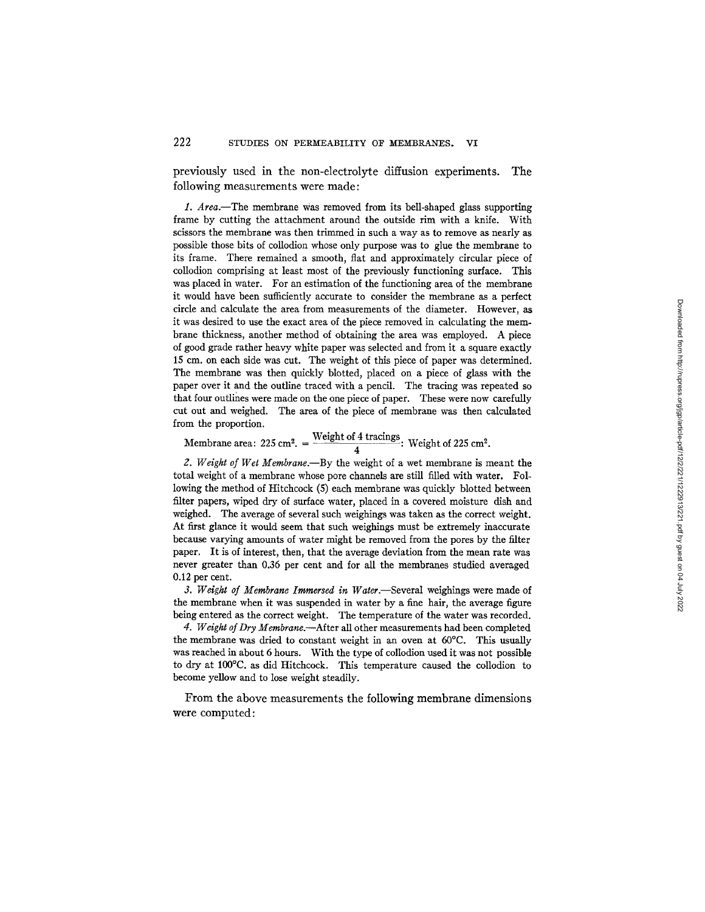previously used in the non-electrolyte diffusion experiments. The following measurements were made:

*1. Area.*—The membrane was removed from its bell-shaped glass supporting frame by cutting the attachment around the outside rim with a knife. With scissors the membrane was then trimmed in such a way as to remove as nearly as possible those bits of collodion whose only purpose was to glue the membrane to its frame. There remained a smooth, flat and approximately circular piece of collodion comprising at least most of the previously functioning surface. This was placed in water. For an estimation of the functioning area of the membrane it would have been sufficiently accurate to consider the membrane as a perfect circle and calculate the area from measurements of the diameter. However, as it was desired to use the exact area of the piece removed in calculating the membrane thickness, another method of obtaining the area was employed. A piece of good grade rather heavy white paper was selected and from it a square exactly 15 cm. on each side was cut. The weight of this piece of paper was determined. The membrane was then quickly blotted, placed on a piece of glass with the paper over it and the outline traced with a pencil. The tracing was repeated so that four outlines were made on the one piece of paper. These were now carefully cut out and weighed. The area of the piece of membrane was then calculated from the proportion.

$$\text{Membrane area: } 225 \text{ cm}^2. = \frac{\text{Weight of 4 tracings}}{4} : \text{Weight of } 225 \text{ cm}^2.$$

*2. Weight of Wet Membrane.*—By the weight of a wet membrane is meant the total weight of a membrane whose pore channels are still filled with water. Following the method of Hitchcock (5) each membrane was quickly blotted between filter papers, wiped dry of surface water, placed in a covered moisture dish and weighed. The average of several such weighings was taken as the correct weight. At first glance it would seem that such weighings must be extremely inaccurate because varying amounts of water might be removed from the pores by the filter paper. It is of interest, then, that the average deviation from the mean rate was never greater than 0.36 per cent and for all the membranes studied averaged 0.12 per cent.

*3. Weight of Membrane Immersed in Water.*—Several weighings were made of the membrane when it was suspended in water by a fine hair, the average figure being entered as the correct weight. The temperature of the water was recorded.

*4. Weight of Dry Membrane.*—After all other measurements had been completed the membrane was dried to constant weight in an oven at 60°C. This usually was reached in about 6 hours. With the type of collodion used it was not possible to dry at 100°C. as did Hitchcock. This temperature caused the collodion to become yellow and to lose weight steadily.

From the above measurements the following membrane dimensions were computed: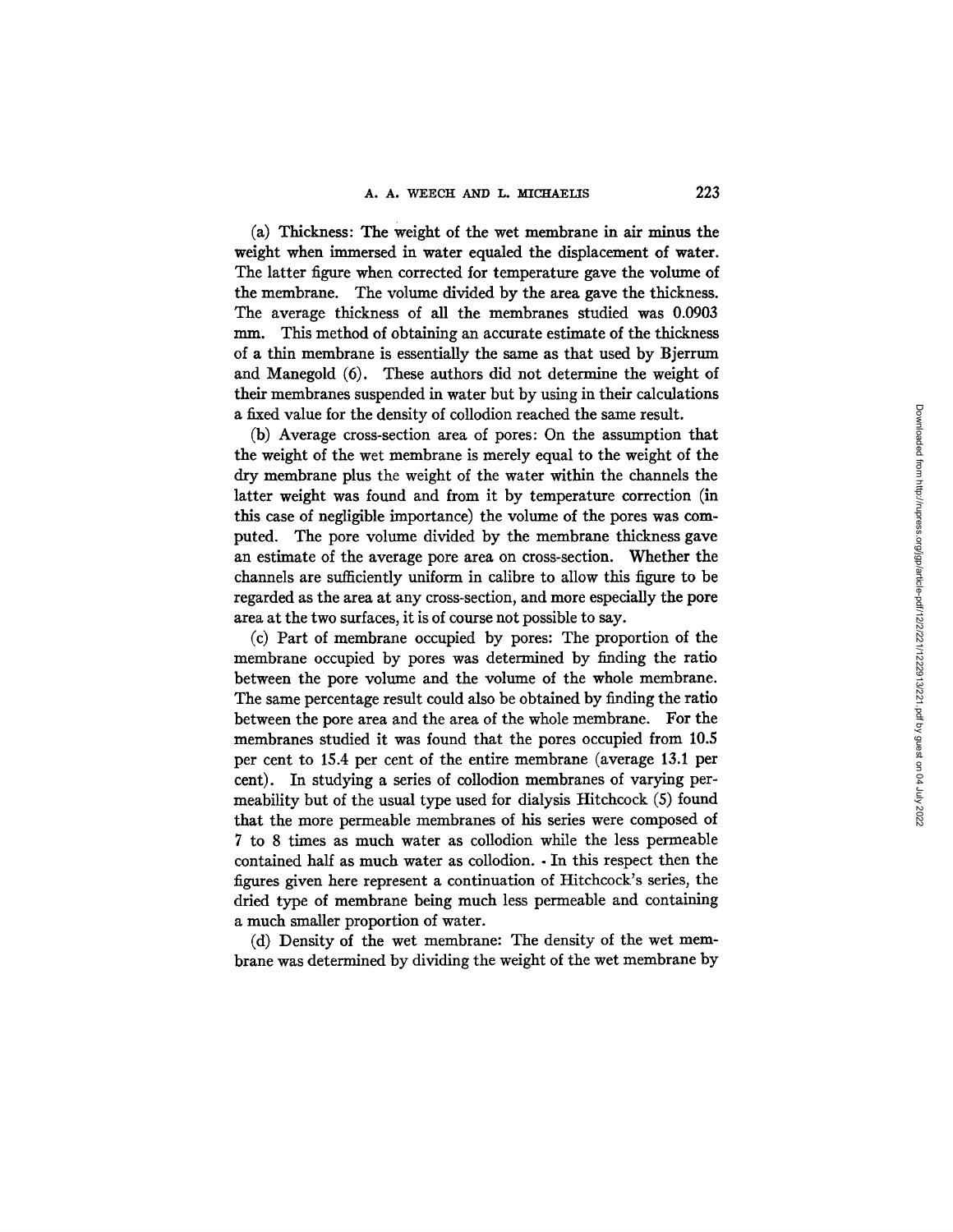(a) Thickness: The weight of the wet membrane in air minus the weight when immersed in water equaled the displacement of water. The latter figure when corrected for temperature gave the volume of the membrane. The volume divided by the area gave the thickness. The average thickness of all the membranes studied was 0.0903 mm. This method of obtaining an accurate estimate of the thickness of a thin membrane is essentially the same as that used by Bjerrum and Manegold (6). These authors did not determine the weight of their membranes suspended in water but by using in their calculations a fixed value for the density of collodion reached the same result.

(b) Average cross-section area of pores: On the assumption that the weight of the wet membrane is merely equal to the weight of the dry membrane plus the weight of the water within the channels the latter weight was found and from it by temperature correction (in this case of negligible importance) the volume of the pores was computed. The pore volume divided by the membrane thickness gave an estimate of the average pore area on cross-section. Whether the channels are sufficiently uniform in calibre to allow this figure to be regarded as the area at any cross-section, and more especially the pore area at the two surfaces, it is of course not possible to say.

(c) Part of membrane occupied by pores: The proportion of the membrane occupied by pores was determined by finding the ratio between the pore volume and the volume of the whole membrane. The same percentage result could also be obtained by finding the ratio between the pore area and the area of the whole membrane. For the membranes studied it was found that the pores occupied from 10.5 per cent to 15.4 per cent of the entire membrane (average 13.1 per cent). In studying a series of collodion membranes of varying permeability but of the usual type used for dialysis Hitchcock (5) found that the more permeable membranes of his series were composed of 7 to 8 times as much water as collodion while the less permeable contained half as much water as collodion. In this respect then the figures given here represent a continuation of Hitchcock's series, the dried type of membrane being much less permeable and containing a much smaller proportion of water.

(d) Density of the wet membrane: The density of the wet membrane was determined by dividing the weight of the wet membrane by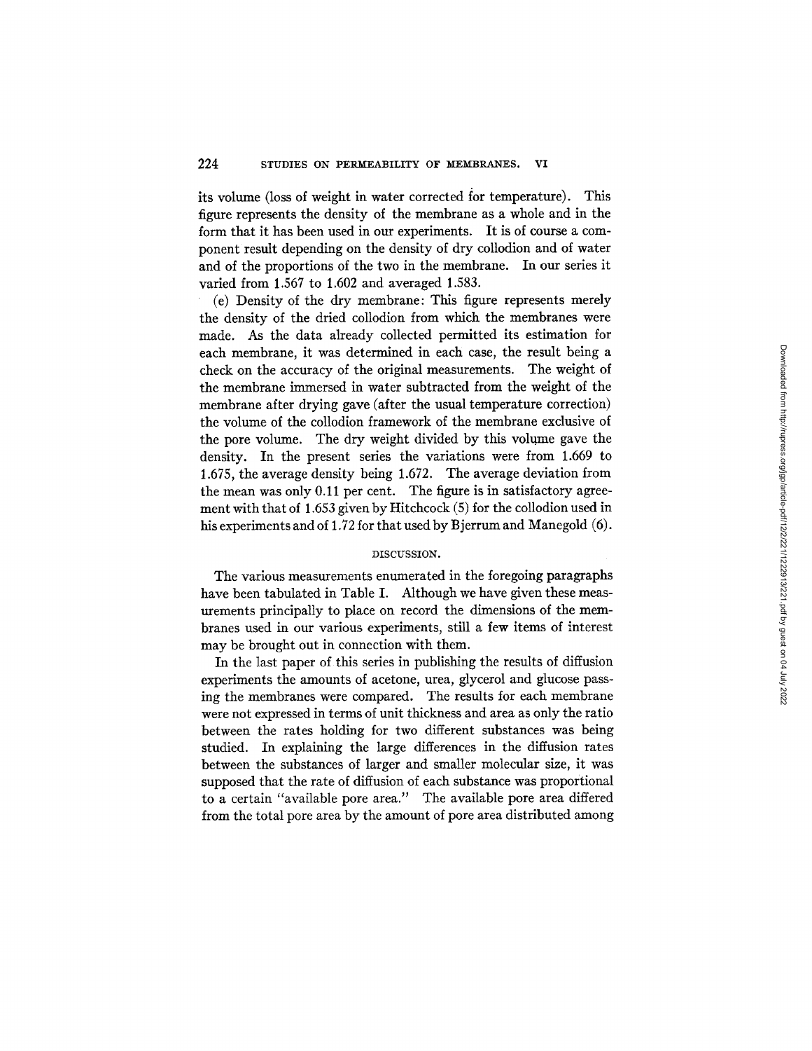its volume (loss of weight in water corrected for temperature). This figure represents the density of the membrane as a whole and in the form that it has been used in our experiments. It is of course a component result depending on the density of dry collodion and of water and of the proportions of the two in the membrane. In our series it varied from 1.567 to 1.602 and averaged 1.583.

(e) Density of the dry membrane: This figure represents merely the density of the dried collodion from which the membranes were made. As the data already collected permitted its estimation for each membrane, it was determined in each case, the result being a check on the accuracy of the original measurements. The weight of the membrane immersed in water subtracted from the weight of the membrane after drying gave (after the usual temperature correction) the volume of the collodion framework of the membrane exclusive of the pore volume. The dry weight divided by this volume gave the density. In the present series the variations were from 1.669 to 1.675, the average density being 1.672. The average deviation from the mean was only 0.11 per cent. The figure is in satisfactory agreement with that of 1.653 given by Hitchcock (5) for the collodion used in his experiments and of 1.72 for that used by Bjerrum and Manegold (6).

## DISCUSSION.

The various measurements enumerated in the foregoing paragraphs have been tabulated in Table I. Although we have given these measurements principally to place on record the dimensions of the membranes used in our various experiments, still a few items of interest may be brought out in connection with them.

In the last paper of this series in publishing the results of diffusion experiments the amounts of acetone, urea, glycerol and glucose passing the membranes were compared. The results for each membrane were not expressed in terms of unit thickness and area as only the ratio between the rates holding for two different substances was being studied. In explaining the large differences in the diffusion rates between the substances of larger and smaller molecular size, it was supposed that the rate of diffusion of each substance was proportional to a certain "available pore area." The available pore area differed from the total pore area by the amount of pore area distributed among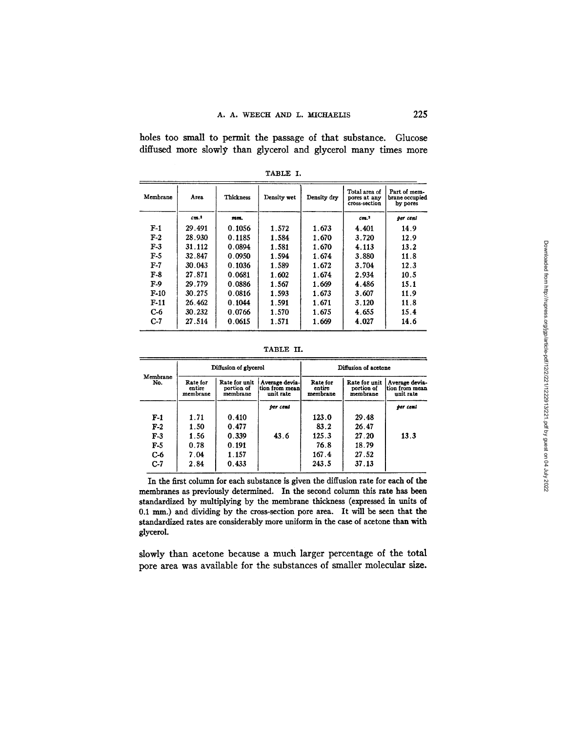holes too small to permit the passage of that substance. Glucose diffused more slowly than glycerol and glycerol many times more

TABLE I.

| Membrane | Area | Thickness | Density wet | Density dry | Total area of pores at any cross-section | Part of membrane occupied by pores |
|---|---|---|---|---|---|---|
| | $cm.^2$ | *mm.* | | | $cm.^2$ | *per cent* |
| F-1 | 29.491 | 0.1056 | 1.572 | 1.673 | 4.401 | 14.9 |
| F-2 | 28.930 | 0.1185 | 1.584 | 1.670 | 3.720 | 12.9 |
| F-3 | 31.112 | 0.0894 | 1.581 | 1.670 | 4.113 | 13.2 |
| F-5 | 32.847 | 0.0950 | 1.594 | 1.674 | 3.880 | 11.8 |
| F-7 | 30.043 | 0.1036 | 1.589 | 1.672 | 3.704 | 12.3 |
| F-8 | 27.871 | 0.0681 | 1.602 | 1.674 | 2.934 | 10.5 |
| F-9 | 29.779 | 0.0886 | 1.567 | 1.669 | 4.486 | 15.1 |
| F-10 | 30.275 | 0.0816 | 1.593 | 1.673 | 3.607 | 11.9 |
| F-11 | 26.462 | 0.1044 | 1.591 | 1.671 | 3.120 | 11.8 |
| C-6 | 30.232 | 0.0766 | 1.570 | 1.675 | 4.655 | 15.4 |
| C-7 | 27.514 | 0.0615 | 1.571 | 1.669 | 4.027 | 14.6 |

TABLE II.

| Membrane No. | Diffusion of glycerol | | | Diffusion of acetone | | |
|---|---|---|---|---|---|---|
| | Rate for entire membrane | Rate for unit portion of membrane | Average deviation from mean unit rate | Rate for entire membrane | Rate for unit portion of membrane | Average deviation from mean unit rate |
| | | | *per cent* | | | *per cent* |
| F-1 | 1.71 | 0.410 | | 123.0 | 29.48 | |
| F-2 | 1.50 | 0.477 | | 83.2 | 26.47 | |
| F-3 | 1.56 | 0.339 | 43.6 | 125.3 | 27.20 | 13.3 |
| F-5 | 0.78 | 0.191 | | 76.8 | 18.79 | |
| C-6 | 7.04 | 1.157 | | 167.4 | 27.52 | |
| C-7 | 2.84 | 0.433 | | 243.5 | 37.13 | |

In the first column for each substance is given the diffusion rate for each of the membranes as previously determined. In the second column this rate has been standardized by multiplying by the membrane thickness (expressed in units of 0.1 mm.) and dividing by the cross-section pore area. It will be seen that the standardized rates are considerably more uniform in the case of acetone than with glycerol.

slowly than acetone because a much larger percentage of the total pore area was available for the substances of smaller molecular size.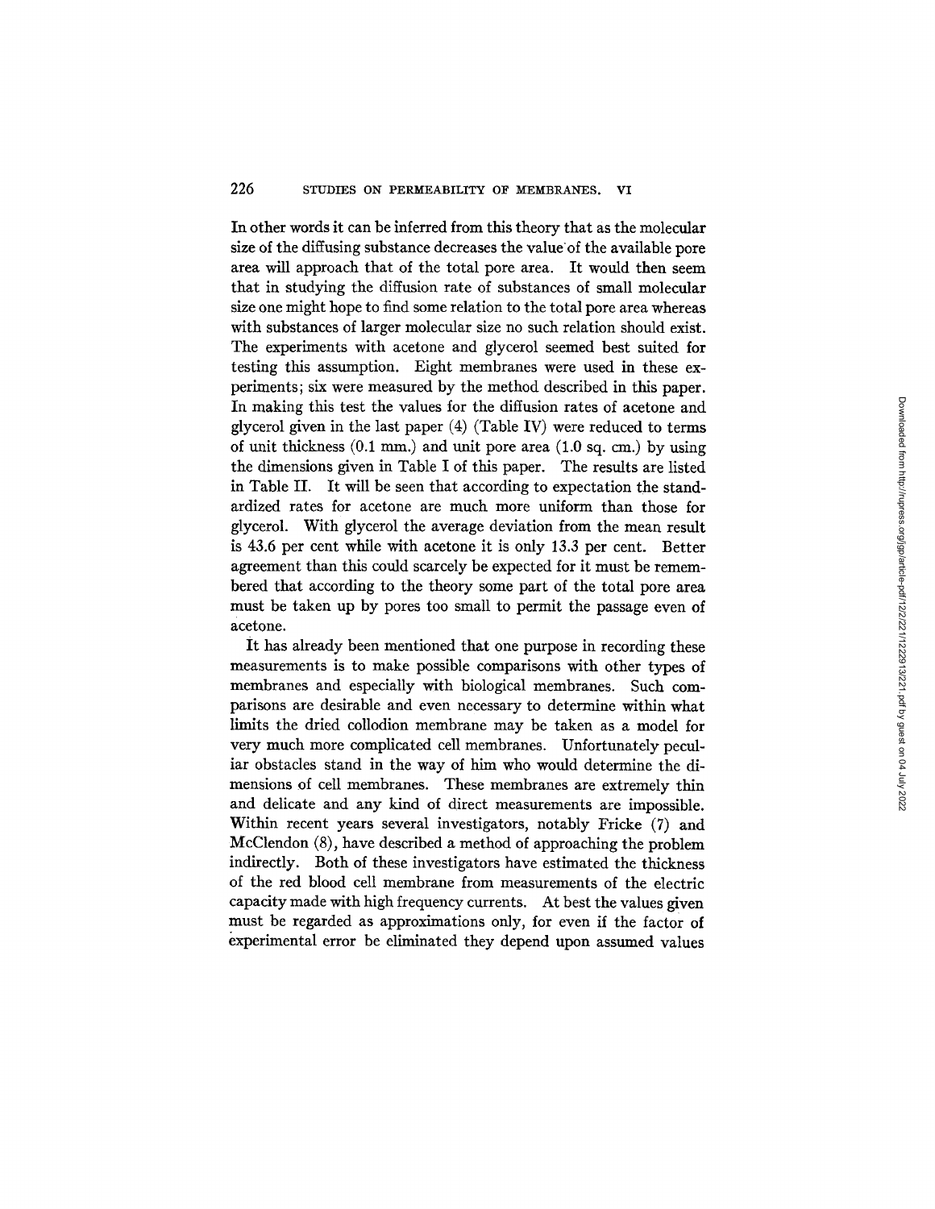In other words it can be inferred from this theory that as the molecular size of the diffusing substance decreases the value of the available pore area will approach that of the total pore area. It would then seem that in studying the diffusion rate of substances of small molecular size one might hope to find some relation to the total pore area whereas with substances of larger molecular size no such relation should exist. The experiments with acetone and glycerol seemed best suited for testing this assumption. Eight membranes were used in these experiments; six were measured by the method described in this paper. In making this test the values for the diffusion rates of acetone and glycerol given in the last paper (4) (Table IV) were reduced to terms of unit thickness (0.1 mm.) and unit pore area (1.0 sq. cm.) by using the dimensions given in Table I of this paper. The results are listed in Table II. It will be seen that according to expectation the standardized rates for acetone are much more uniform than those for glycerol. With glycerol the average deviation from the mean result is 43.6 per cent while with acetone it is only 13.3 per cent. Better agreement than this could scarcely be expected for it must be remembered that according to the theory some part of the total pore area must be taken up by pores too small to permit the passage even of acetone.

It has already been mentioned that one purpose in recording these measurements is to make possible comparisons with other types of membranes and especially with biological membranes. Such comparisons are desirable and even necessary to determine within what limits the dried collodion membrane may be taken as a model for very much more complicated cell membranes. Unfortunately peculiar obstacles stand in the way of him who would determine the dimensions of cell membranes. These membranes are extremely thin and delicate and any kind of direct measurements are impossible. Within recent years several investigators, notably Fricke (7) and McClendon (8), have described a method of approaching the problem indirectly. Both of these investigators have estimated the thickness of the red blood cell membrane from measurements of the electric capacity made with high frequency currents. At best the values given must be regarded as approximations only, for even if the factor of experimental error be eliminated they depend upon assumed values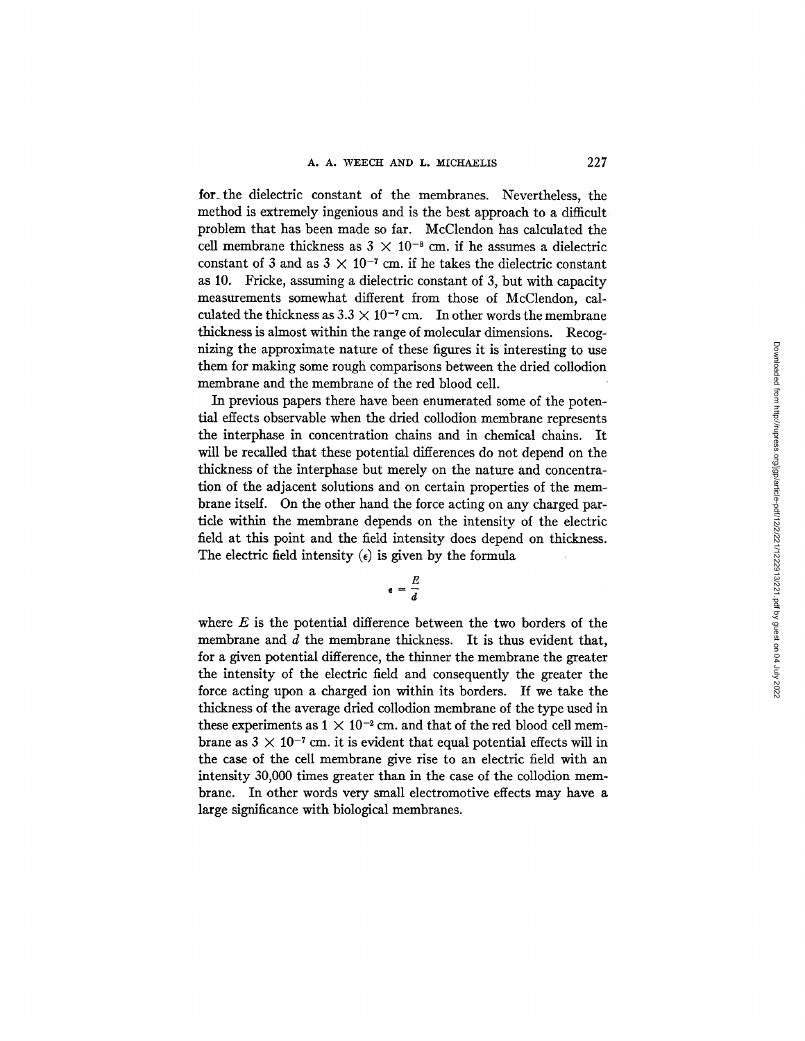for the dielectric constant of the membranes. Nevertheless, the method is extremely ingenious and is the best approach to a difficult problem that has been made so far. McClendon has calculated the cell membrane thickness as $3 \times 10^{-8}$ cm. if he assumes a dielectric constant of 3 and as $3 \times 10^{-7}$ cm. if he takes the dielectric constant as 10. Fricke, assuming a dielectric constant of 3, but with capacity measurements somewhat different from those of McClendon, calculated the thickness as $3.3 \times 10^{-7}$ cm. In other words the membrane thickness is almost within the range of molecular dimensions. Recognizing the approximate nature of these figures it is interesting to use them for making some rough comparisons between the dried collodion membrane and the membrane of the red blood cell.

In previous papers there have been enumerated some of the potential effects observable when the dried collodion membrane represents the interphase in concentration chains and in chemical chains. It will be recalled that these potential differences do not depend on the thickness of the interphase but merely on the nature and concentration of the adjacent solutions and on certain properties of the membrane itself. On the other hand the force acting on any charged particle within the membrane depends on the intensity of the electric field at this point and the field intensity does depend on thickness. The electric field intensity ($\epsilon$) is given by the formula

$$\epsilon = \frac{E}{d}$$

where $E$ is the potential difference between the two borders of the membrane and $d$ the membrane thickness. It is thus evident that, for a given potential difference, the thinner the membrane the greater the intensity of the electric field and consequently the greater the force acting upon a charged ion within its borders. If we take the thickness of the average dried collodion membrane of the type used in these experiments as $1 \times 10^{-2}$ cm. and that of the red blood cell membrane as $3 \times 10^{-7}$ cm. it is evident that equal potential effects will in the case of the cell membrane give rise to an electric field with an intensity 30,000 times greater than in the case of the collodion membrane. In other words very small electromotive effects may have a large significance with biological membranes.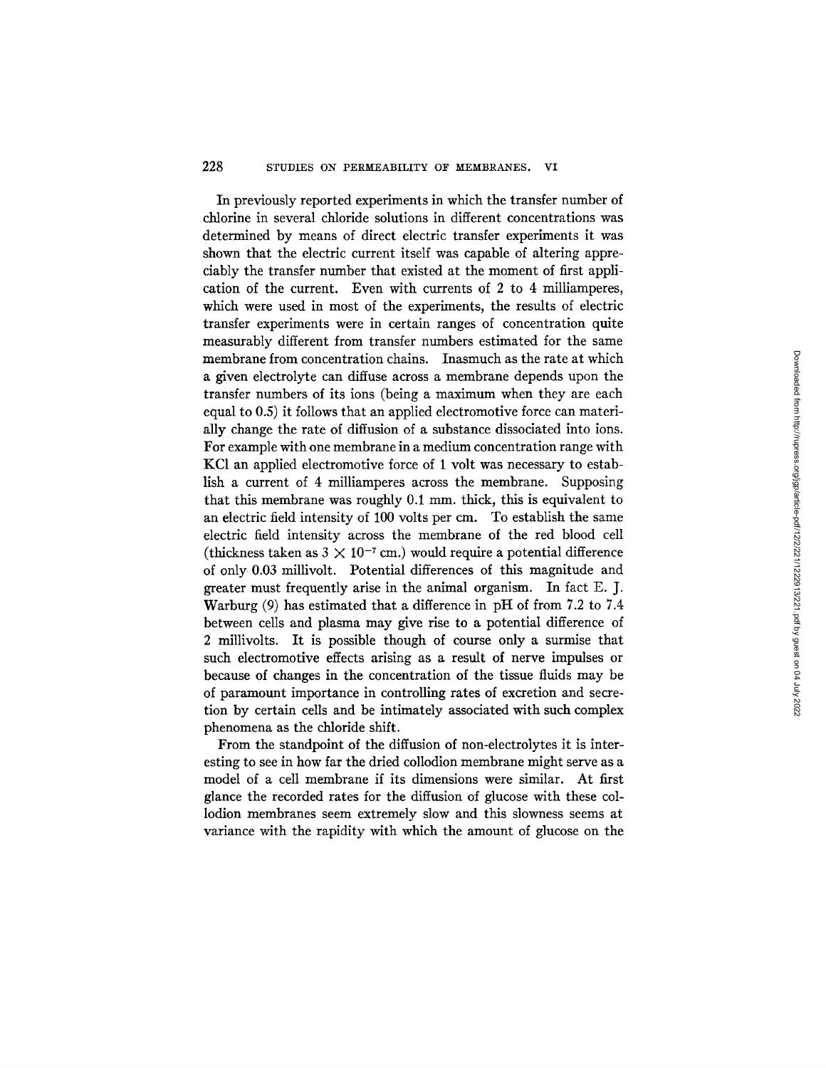In previously reported experiments in which the transfer number of chlorine in several chloride solutions in different concentrations was determined by means of direct electric transfer experiments it was shown that the electric current itself was capable of altering appreciably the transfer number that existed at the moment of first application of the current. Even with currents of 2 to 4 milliamperes, which were used in most of the experiments, the results of electric transfer experiments were in certain ranges of concentration quite measurably different from transfer numbers estimated for the same membrane from concentration chains. Inasmuch as the rate at which a given electrolyte can diffuse across a membrane depends upon the transfer numbers of its ions (being a maximum when they are each equal to 0.5) it follows that an applied electromotive force can materially change the rate of diffusion of a substance dissociated into ions. For example with one membrane in a medium concentration range with KCl an applied electromotive force of 1 volt was necessary to establish a current of 4 milliamperes across the membrane. Supposing that this membrane was roughly 0.1 mm. thick, this is equivalent to an electric field intensity of 100 volts per cm. To establish the same electric field intensity across the membrane of the red blood cell (thickness taken as $3 \times 10^{-7}$ cm.) would require a potential difference of only 0.03 millivolt. Potential differences of this magnitude and greater must frequently arise in the animal organism. In fact E. J. Warburg (9) has estimated that a difference in pH of from 7.2 to 7.4 between cells and plasma may give rise to a potential difference of 2 millivolts. It is possible though of course only a surmise that such electromotive effects arising as a result of nerve impulses or because of changes in the concentration of the tissue fluids may be of paramount importance in controlling rates of excretion and secretion by certain cells and be intimately associated with such complex phenomena as the chloride shift.

From the standpoint of the diffusion of non-electrolytes it is interesting to see in how far the dried collodion membrane might serve as a model of a cell membrane if its dimensions were similar. At first glance the recorded rates for the diffusion of glucose with these collodion membranes seem extremely slow and this slowness seems at variance with the rapidity with which the amount of glucose on the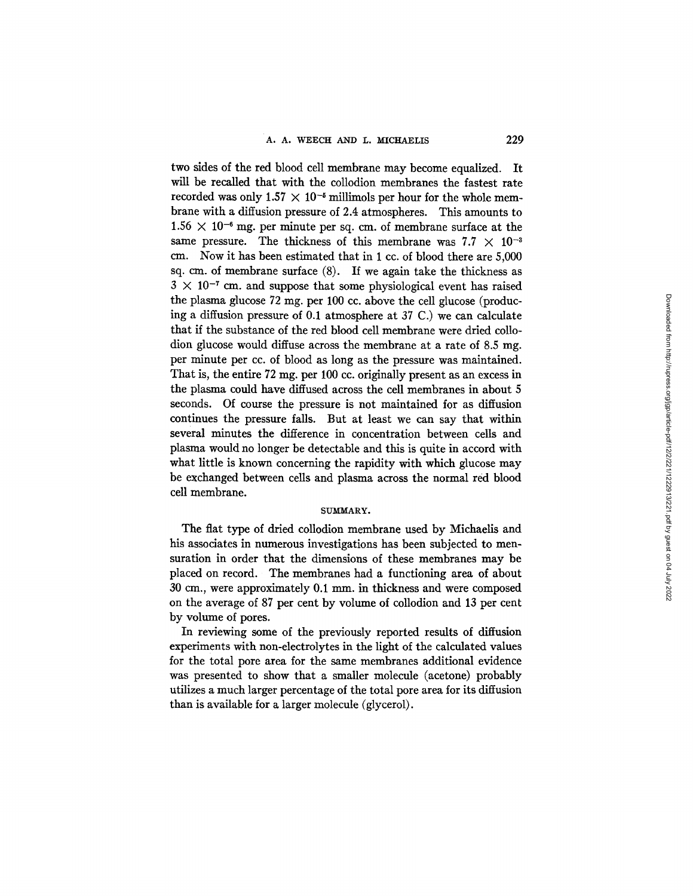two sides of the red blood cell membrane may become equalized. It will be recalled that with the collodion membranes the fastest rate recorded was only $1.57 \times 10^{-5}$ millimols per hour for the whole membrane with a diffusion pressure of 2.4 atmospheres. This amounts to $1.56 \times 10^{-6}$ mg. per minute per sq. cm. of membrane surface at the same pressure. The thickness of this membrane was $7.7 \times 10^{-3}$ cm. Now it has been estimated that in 1 cc. of blood there are 5,000 sq. cm. of membrane surface (8). If we again take the thickness as $3 \times 10^{-7}$ cm. and suppose that some physiological event has raised the plasma glucose 72 mg. per 100 cc. above the cell glucose (producing a diffusion pressure of 0.1 atmosphere at 37 C.) we can calculate that if the substance of the red blood cell membrane were dried collodion glucose would diffuse across the membrane at a rate of 8.5 mg. per minute per cc. of blood as long as the pressure was maintained. That is, the entire 72 mg. per 100 cc. originally present as an excess in the plasma could have diffused across the cell membranes in about 5 seconds. Of course the pressure is not maintained for as diffusion continues the pressure falls. But at least we can say that within several minutes the difference in concentration between cells and plasma would no longer be detectable and this is quite in accord with what little is known concerning the rapidity with which glucose may be exchanged between cells and plasma across the normal red blood cell membrane.

## SUMMARY.

The flat type of dried collodion membrane used by Michaelis and his associates in numerous investigations has been subjected to mensuration in order that the dimensions of these membranes may be placed on record. The membranes had a functioning area of about 30 cm., were approximately 0.1 mm. in thickness and were composed on the average of 87 per cent by volume of collodion and 13 per cent by volume of pores.

In reviewing some of the previously reported results of diffusion experiments with non-electrolytes in the light of the calculated values for the total pore area for the same membranes additional evidence was presented to show that a smaller molecule (acetone) probably utilizes a much larger percentage of the total pore area for its diffusion than is available for a larger molecule (glycerol).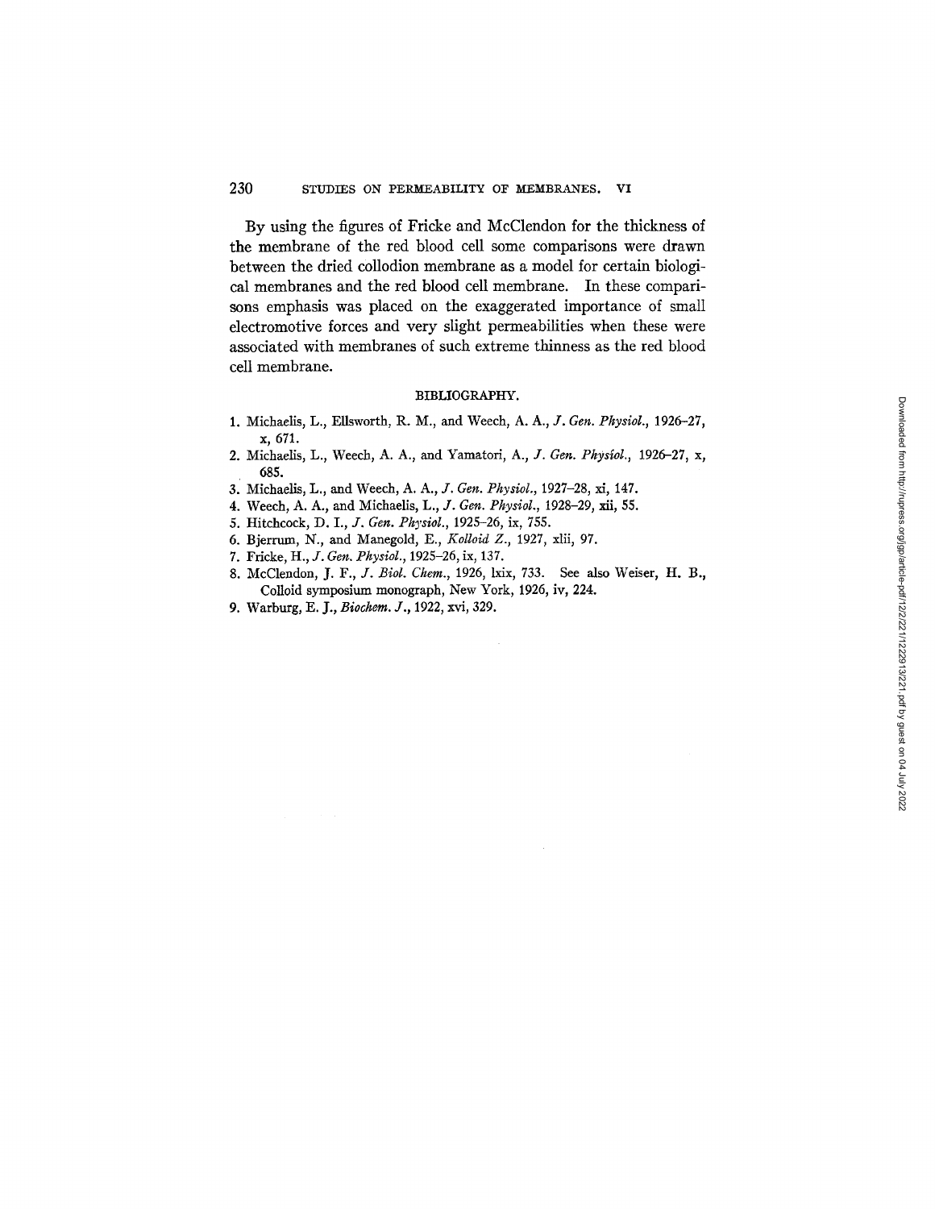By using the figures of Fricke and McClendon for the thickness of the membrane of the red blood cell some comparisons were drawn between the dried collodion membrane as a model for certain biological membranes and the red blood cell membrane. In these comparisons emphasis was placed on the exaggerated importance of small electromotive forces and very slight permeabilities when these were associated with membranes of such extreme thinness as the red blood cell membrane.

## BIBLIOGRAPHY.

1. Michaelis, L., Ellsworth, R. M., and Weech, A. A., *J. Gen. Physiol.*, 1926–27, x, 671.
2. Michaelis, L., Weech, A. A., and Yamatori, A., *J. Gen. Physiol.*, 1926–27, x, 685.
3. Michaelis, L., and Weech, A. A., *J. Gen. Physiol.*, 1927–28, xi, 147.
4. Weech, A. A., and Michaelis, L., *J. Gen. Physiol.*, 1928–29, xii, 55.
5. Hitchcock, D. I., *J. Gen. Physiol.*, 1925–26, ix, 755.
6. Bjerrum, N., and Manegold, E., *Kolloid Z.*, 1927, xlii, 97.
7. Fricke, H., *J. Gen. Physiol.*, 1925–26, ix, 137.
8. McClendon, J. F., *J. Biol. Chem.*, 1926, lxix, 733. See also Weiser, H. B., Colloid symposium monograph, New York, 1926, iv, 224.
9. Warburg, E. J., *Biochem. J.*, 1922, xvi, 329.